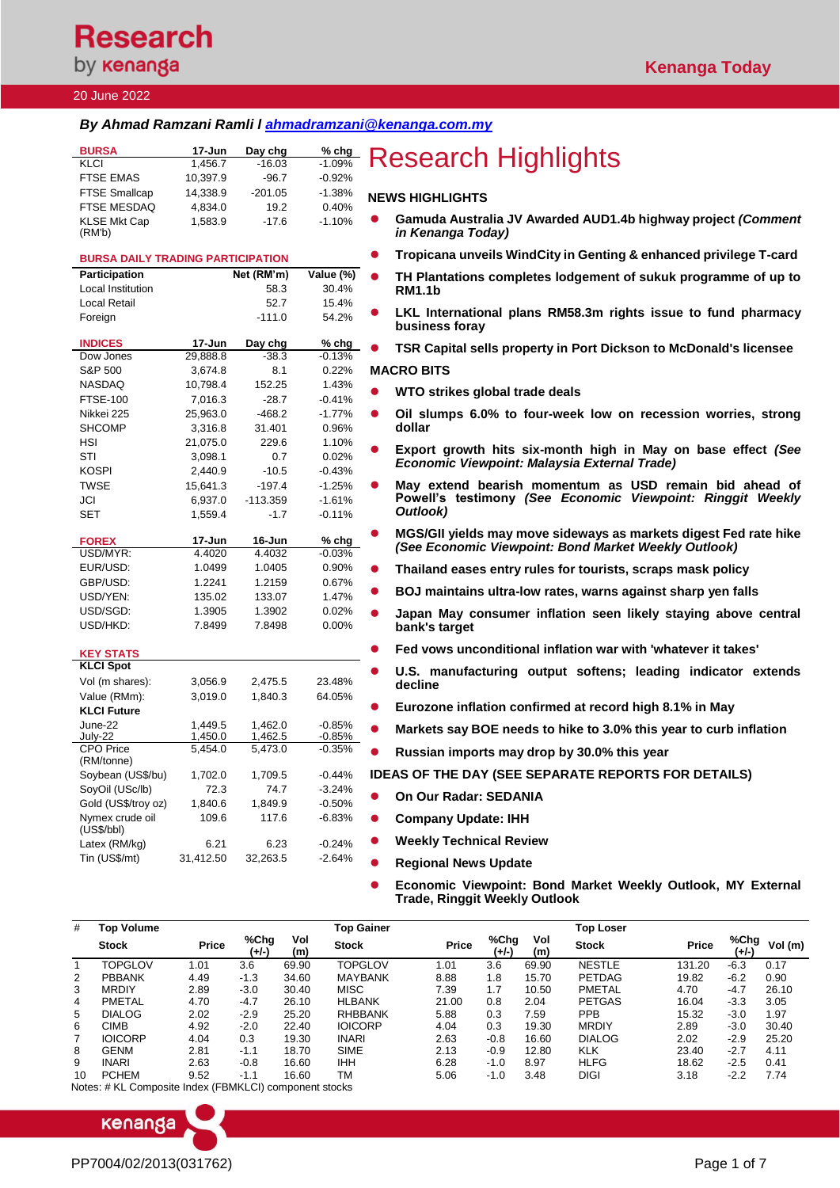Research by kenanga

Kenanga Today

20 June 2022

***By Ahmad Ramzani Ramli l [ahmadramzani@kenanga.com.my](mailto:ahmadramzani@kenanga.com.my)***

| BURSA | 17-Jun | Day chg | % chg |
|---|---|---|---|
| KLCI | 1,456.7 | -16.03 | -1.09% |
| FTSE EMAS | 10,397.9 | -96.7 | -0.92% |
| FTSE Smallcap | 14,338.9 | -201.05 | -1.38% |
| FTSE MESDAQ | 4,834.0 | 19.2 | 0.40% |
| KLSE Mkt Cap (RM'b) | 1,583.9 | -17.6 | -1.10% |

**BURSA DAILY TRADING PARTICIPATION**

| Participation | Net (RM'm) | Value (%) |
|---|---|---|
| Local Institution | 58.3 | 30.4% |
| Local Retail | 52.7 | 15.4% |
| Foreign | -111.0 | 54.2% |

| INDICES | 17-Jun | Day chg | % chg |
|---|---|---|---|
| Dow Jones | 29,888.8 | -38.3 | -0.13% |
| S&P 500 | 3,674.8 | 8.1 | 0.22% |
| NASDAQ | 10,798.4 | 152.25 | 1.43% |
| FTSE-100 | 7,016.3 | -28.7 | -0.41% |
| Nikkei 225 | 25,963.0 | -468.2 | -1.77% |
| SHCOMP | 3,316.8 | 31.401 | 0.96% |
| HSI | 21,075.0 | 229.6 | 1.10% |
| STI | 3,098.1 | 0.7 | 0.02% |
| KOSPI | 2,440.9 | -10.5 | -0.43% |
| TWSE | 15,641.3 | -197.4 | -1.25% |
| JCI | 6,937.0 | -113.359 | -1.61% |
| SET | 1,559.4 | -1.7 | -0.11% |

| FOREX | 17-Jun | 16-Jun | % chg |
|---|---|---|---|
| USD/MYR: | 4.4020 | 4.4032 | -0.03% |
| EUR/USD: | 1.0499 | 1.0405 | 0.90% |
| GBP/USD: | 1.2241 | 1.2159 | 0.67% |
| USD/YEN: | 135.02 | 133.07 | 1.47% |
| USD/SGD: | 1.3905 | 1.3902 | 0.02% |
| USD/HKD: | 7.8499 | 7.8498 | 0.00% |

| KEY STATS | | | |
|---|---|---|---|
| **KLCI Spot** | | | |
| Vol (m shares): | 3,056.9 | 2,475.5 | 23.48% |
| Value (RMm): | 3,019.0 | 1,840.3 | 64.05% |
| **KLCI Future** | | | |
| June-22 | 1,449.5 | 1,462.0 | -0.85% |
| July-22 | 1,450.0 | 1,462.5 | -0.85% |
| CPO Price (RM/tonne) | 5,454.0 | 5,473.0 | -0.35% |
| Soybean (US$/bu) | 1,702.0 | 1,709.5 | -0.44% |
| SoyOil (USc/lb) | 72.3 | 74.7 | -3.24% |
| Gold (US$/troy oz) | 1,840.6 | 1,849.9 | -0.50% |
| Nymex crude oil (US$/bbl) | 109.6 | 117.6 | -6.83% |
| Latex (RM/kg) | 6.21 | 6.23 | -0.24% |
| Tin (US$/mt) | 31,412.50 | 32,263.5 | -2.64% |

# Research Highlights

## NEWS HIGHLIGHTS

- **Gamuda Australia JV Awarded AUD1.4b highway project *(Comment in Kenanga Today)***
- **Tropicana unveils WindCity in Genting & enhanced privilege T-card**
- **TH Plantations completes lodgement of sukuk programme of up to RM1.1b**
- **LKL International plans RM58.3m rights issue to fund pharmacy business foray**
- **TSR Capital sells property in Port Dickson to McDonald's licensee**

## MACRO BITS

- **WTO strikes global trade deals**
- **Oil slumps 6.0% to four-week low on recession worries, strong dollar**
- **Export growth hits six-month high in May on base effect *(See Economic Viewpoint: Malaysia External Trade)***
- **May extend bearish momentum as USD remain bid ahead of Powell's testimony *(See Economic Viewpoint: Ringgit Weekly Outlook)***
- **MGS/GII yields may move sideways as markets digest Fed rate hike *(See Economic Viewpoint: Bond Market Weekly Outlook)***
- **Thailand eases entry rules for tourists, scraps mask policy**
- **BOJ maintains ultra-low rates, warns against sharp yen falls**
- **Japan May consumer inflation seen likely staying above central bank's target**
- **Fed vows unconditional inflation war with 'whatever it takes'**
- **U.S. manufacturing output softens; leading indicator extends decline**
- **Eurozone inflation confirmed at record high 8.1% in May**
- **Markets say BOE needs to hike to 3.0% this year to curb inflation**
- **Russian imports may drop by 30.0% this year**

## IDEAS OF THE DAY (SEE SEPARATE REPORTS FOR DETAILS)

- **On Our Radar: SEDANIA**
- **Company Update: IHH**
- **Weekly Technical Review**
- **Regional News Update**
- **Economic Viewpoint: Bond Market Weekly Outlook, MY External Trade, Ringgit Weekly Outlook**

| # | Top Volume Stock | Price | %Chg (+/-) | Vol (m) | Top Gainer Stock | Price | %Chg (+/-) | Vol (m) | Top Loser Stock | Price | %Chg (+/-) | Vol (m) |
|---|---|---|---|---|---|---|---|---|---|---|---|---|
| 1 | TOPGLOV | 1.01 | 3.6 | 69.90 | TOPGLOV | 1.01 | 3.6 | 69.90 | NESTLE | 131.20 | -6.3 | 0.17 |
| 2 | PBBANK | 4.49 | -1.3 | 34.60 | MAYBANK | 8.88 | 1.8 | 15.70 | PETDAG | 19.82 | -6.2 | 0.90 |
| 3 | MRDIY | 2.89 | -3.0 | 30.40 | MISC | 7.39 | 1.7 | 10.50 | PMETAL | 4.70 | -4.7 | 26.10 |
| 4 | PMETAL | 4.70 | -4.7 | 26.10 | HLBANK | 21.00 | 0.8 | 2.04 | PETGAS | 16.04 | -3.3 | 3.05 |
| 5 | DIALOG | 2.02 | -2.9 | 25.20 | RHBBANK | 5.88 | 0.3 | 7.59 | PPB | 15.32 | -3.0 | 1.97 |
| 6 | CIMB | 4.92 | -2.0 | 22.40 | IOICORP | 4.04 | 0.3 | 19.30 | MRDIY | 2.89 | -3.0 | 30.40 |
| 7 | IOICORP | 4.04 | 0.3 | 19.30 | INARI | 2.63 | -0.8 | 16.60 | DIALOG | 2.02 | -2.9 | 25.20 |
| 8 | GENM | 2.81 | -1.1 | 18.70 | SIME | 2.13 | -0.9 | 12.80 | KLK | 23.40 | -2.7 | 4.11 |
| 9 | INARI | 2.63 | -0.8 | 16.60 | IHH | 6.28 | -1.0 | 8.97 | HLFG | 18.62 | -2.5 | 0.41 |
| 10 | PCHEM | 9.52 | -1.1 | 16.60 | TM | 5.06 | -1.0 | 3.48 | DIGI | 3.18 | -2.2 | 7.74 |

Notes: # KL Composite Index (FBMKLCI) component stocks

PP7004/02/2013(031762)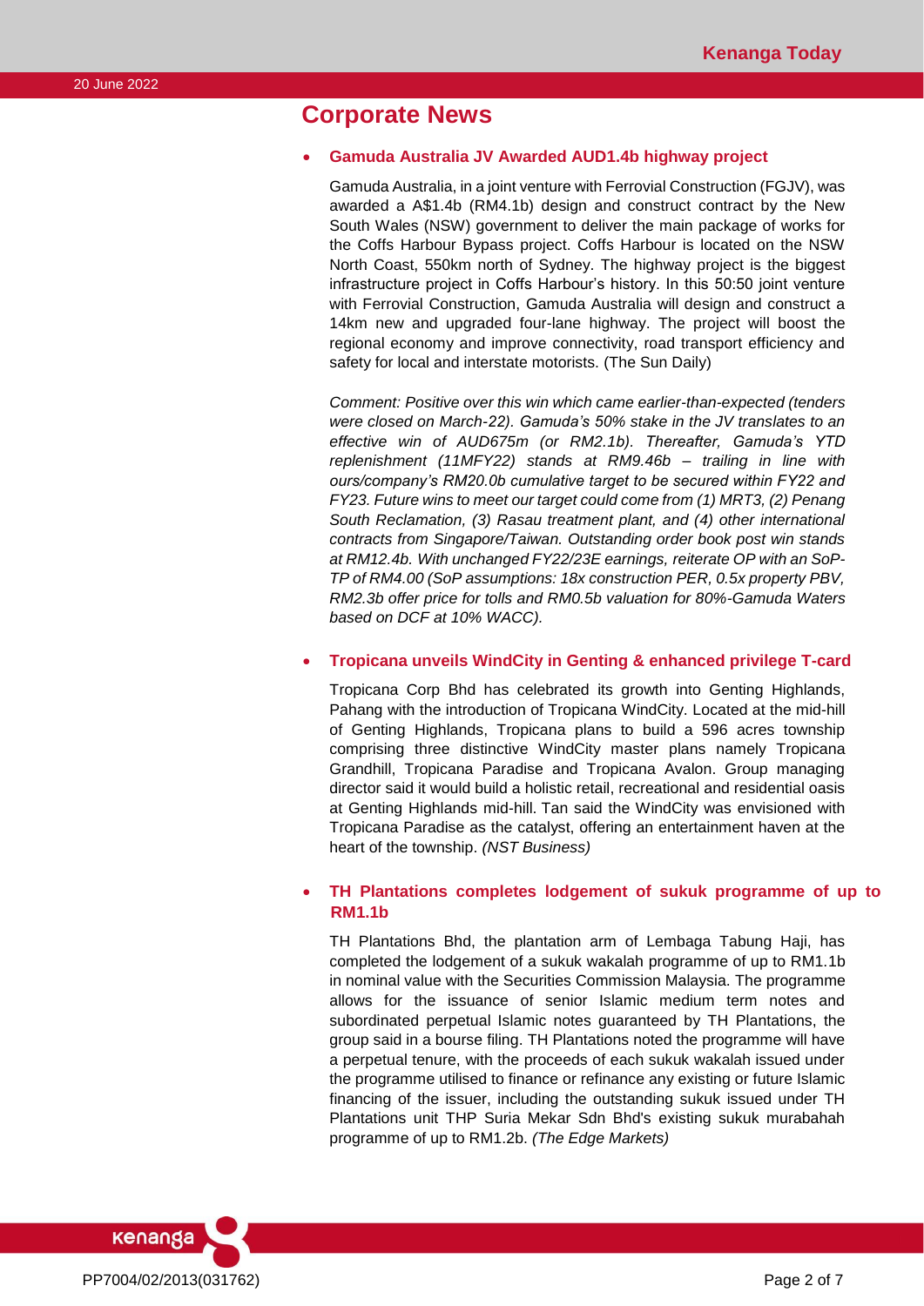## Corporate News

- **Gamuda Australia JV Awarded AUD1.4b highway project**

  Gamuda Australia, in a joint venture with Ferrovial Construction (FGJV), was awarded a A$1.4b (RM4.1b) design and construct contract by the New South Wales (NSW) government to deliver the main package of works for the Coffs Harbour Bypass project. Coffs Harbour is located on the NSW North Coast, 550km north of Sydney. The highway project is the biggest infrastructure project in Coffs Harbour's history. In this 50:50 joint venture with Ferrovial Construction, Gamuda Australia will design and construct a 14km new and upgraded four-lane highway. The project will boost the regional economy and improve connectivity, road transport efficiency and safety for local and interstate motorists. (The Sun Daily)

  *Comment: Positive over this win which came earlier-than-expected (tenders were closed on March-22). Gamuda's 50% stake in the JV translates to an effective win of AUD675m (or RM2.1b). Thereafter, Gamuda's YTD replenishment (11MFY22) stands at RM9.46b – trailing in line with ours/company's RM20.0b cumulative target to be secured within FY22 and FY23. Future wins to meet our target could come from (1) MRT3, (2) Penang South Reclamation, (3) Rasau treatment plant, and (4) other international contracts from Singapore/Taiwan. Outstanding order book post win stands at RM12.4b. With unchanged FY22/23E earnings, reiterate OP with an SoP-TP of RM4.00 (SoP assumptions: 18x construction PER, 0.5x property PBV, RM2.3b offer price for tolls and RM0.5b valuation for 80%-Gamuda Waters based on DCF at 10% WACC).*

- **Tropicana unveils WindCity in Genting & enhanced privilege T-card**

  Tropicana Corp Bhd has celebrated its growth into Genting Highlands, Pahang with the introduction of Tropicana WindCity. Located at the mid-hill of Genting Highlands, Tropicana plans to build a 596 acres township comprising three distinctive WindCity master plans namely Tropicana Grandhill, Tropicana Paradise and Tropicana Avalon. Group managing director said it would build a holistic retail, recreational and residential oasis at Genting Highlands mid-hill. Tan said the WindCity was envisioned with Tropicana Paradise as the catalyst, offering an entertainment haven at the heart of the township. *(NST Business)*

- **TH Plantations completes lodgement of sukuk programme of up to RM1.1b**

  TH Plantations Bhd, the plantation arm of Lembaga Tabung Haji, has completed the lodgement of a sukuk wakalah programme of up to RM1.1b in nominal value with the Securities Commission Malaysia. The programme allows for the issuance of senior Islamic medium term notes and subordinated perpetual Islamic notes guaranteed by TH Plantations, the group said in a bourse filing. TH Plantations noted the programme will have a perpetual tenure, with the proceeds of each sukuk wakalah issued under the programme utilised to finance or refinance any existing or future Islamic financing of the issuer, including the outstanding sukuk issued under TH Plantations unit THP Suria Mekar Sdn Bhd's existing sukuk murabahah programme of up to RM1.2b. *(The Edge Markets)*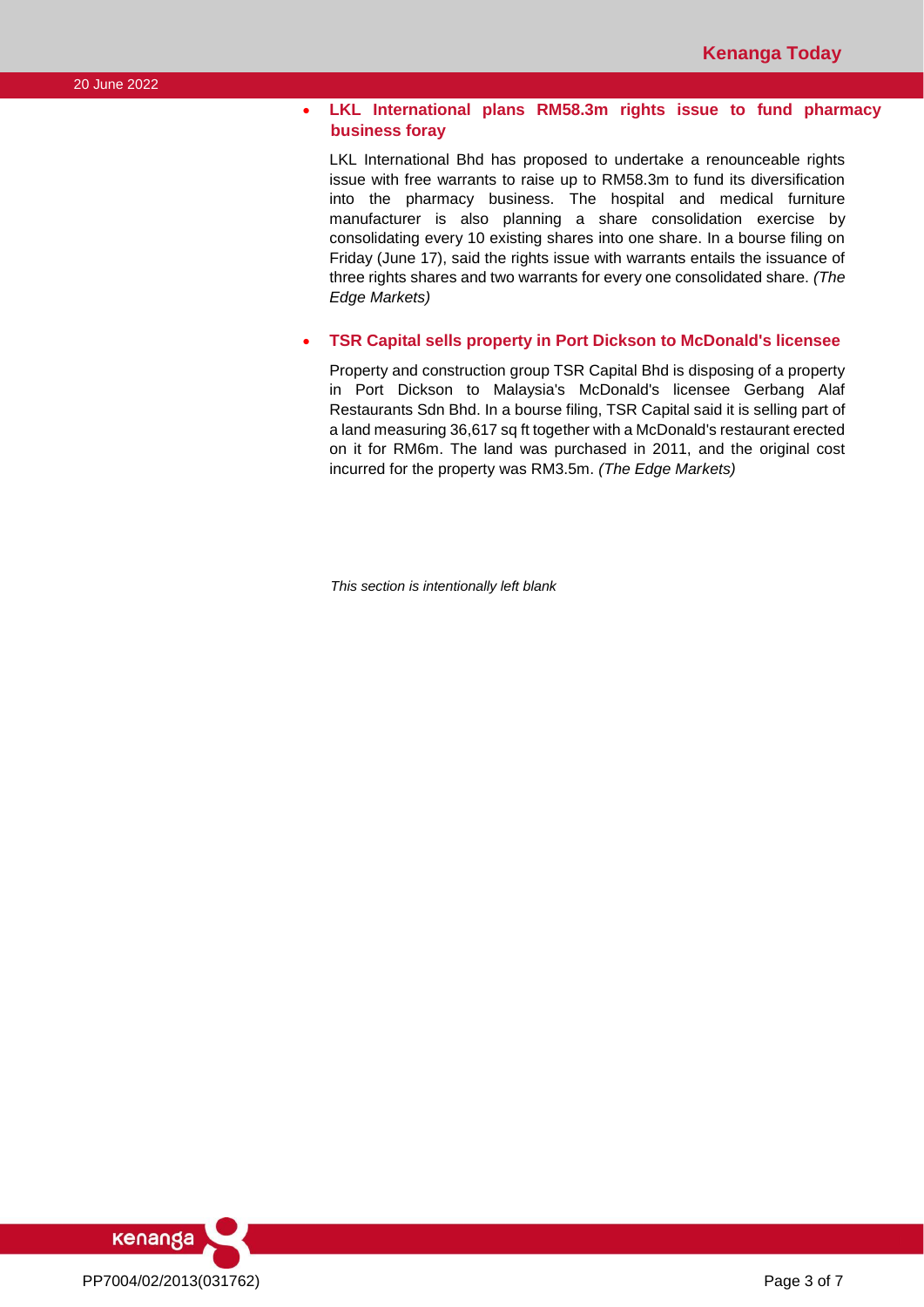- **LKL International plans RM58.3m rights issue to fund pharmacy business foray**

  LKL International Bhd has proposed to undertake a renounceable rights issue with free warrants to raise up to RM58.3m to fund its diversification into the pharmacy business. The hospital and medical furniture manufacturer is also planning a share consolidation exercise by consolidating every 10 existing shares into one share. In a bourse filing on Friday (June 17), said the rights issue with warrants entails the issuance of three rights shares and two warrants for every one consolidated share. *(The Edge Markets)*

- **TSR Capital sells property in Port Dickson to McDonald's licensee**

  Property and construction group TSR Capital Bhd is disposing of a property in Port Dickson to Malaysia's McDonald's licensee Gerbang Alaf Restaurants Sdn Bhd. In a bourse filing, TSR Capital said it is selling part of a land measuring 36,617 sq ft together with a McDonald's restaurant erected on it for RM6m. The land was purchased in 2011, and the original cost incurred for the property was RM3.5m. *(The Edge Markets)*

*This section is intentionally left blank*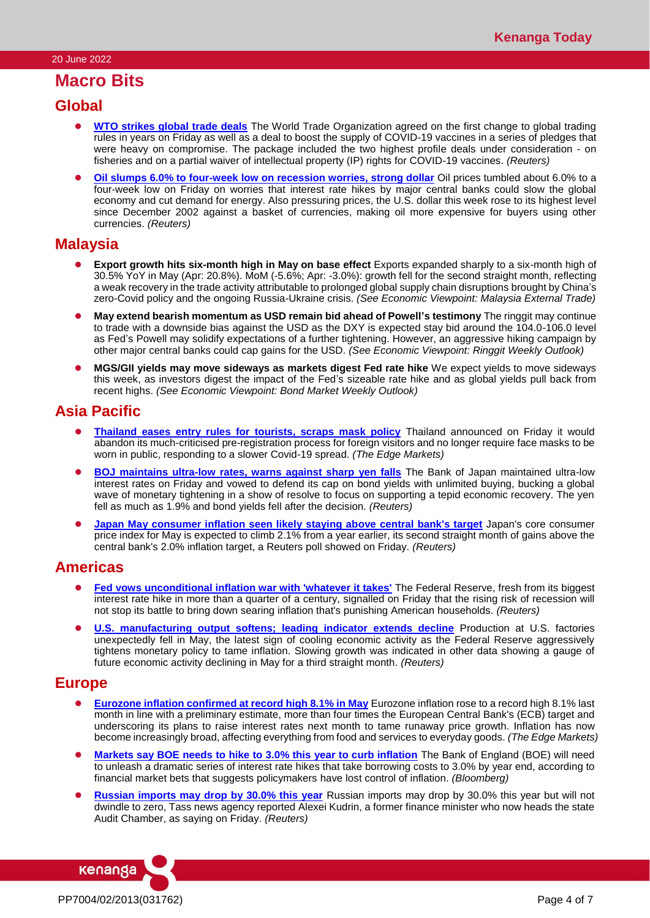# Macro Bits

## Global

- **WTO strikes global trade deals** The World Trade Organization agreed on the first change to global trading rules in years on Friday as well as a deal to boost the supply of COVID-19 vaccines in a series of pledges that were heavy on compromise. The package included the two highest profile deals under consideration - on fisheries and on a partial waiver of intellectual property (IP) rights for COVID-19 vaccines. *(Reuters)*
- **Oil slumps 6.0% to four-week low on recession worries, strong dollar** Oil prices tumbled about 6.0% to a four-week low on Friday on worries that interest rate hikes by major central banks could slow the global economy and cut demand for energy. Also pressuring prices, the U.S. dollar this week rose to its highest level since December 2002 against a basket of currencies, making oil more expensive for buyers using other currencies. *(Reuters)*

## Malaysia

- **Export growth hits six-month high in May on base effect** Exports expanded sharply to a six-month high of 30.5% YoY in May (Apr: 20.8%). MoM (-5.6%; Apr: -3.0%): growth fell for the second straight month, reflecting a weak recovery in the trade activity attributable to prolonged global supply chain disruptions brought by China's zero-Covid policy and the ongoing Russia-Ukraine crisis. *(See Economic Viewpoint: Malaysia External Trade)*
- **May extend bearish momentum as USD remain bid ahead of Powell's testimony** The ringgit may continue to trade with a downside bias against the USD as the DXY is expected stay bid around the 104.0-106.0 level as Fed's Powell may solidify expectations of a further tightening. However, an aggressive hiking campaign by other major central banks could cap gains for the USD. *(See Economic Viewpoint: Ringgit Weekly Outlook)*
- **MGS/GII yields may move sideways as markets digest Fed rate hike** We expect yields to move sideways this week, as investors digest the impact of the Fed's sizeable rate hike and as global yields pull back from recent highs. *(See Economic Viewpoint: Bond Market Weekly Outlook)*

## Asia Pacific

- **Thailand eases entry rules for tourists, scraps mask policy** Thailand announced on Friday it would abandon its much-criticised pre-registration process for foreign visitors and no longer require face masks to be worn in public, responding to a slower Covid-19 spread. *(The Edge Markets)*
- **BOJ maintains ultra-low rates, warns against sharp yen falls** The Bank of Japan maintained ultra-low interest rates on Friday and vowed to defend its cap on bond yields with unlimited buying, bucking a global wave of monetary tightening in a show of resolve to focus on supporting a tepid economic recovery. The yen fell as much as 1.9% and bond yields fell after the decision. *(Reuters)*
- **Japan May consumer inflation seen likely staying above central bank's target** Japan's core consumer price index for May is expected to climb 2.1% from a year earlier, its second straight month of gains above the central bank's 2.0% inflation target, a Reuters poll showed on Friday. *(Reuters)*

## Americas

- **Fed vows unconditional inflation war with 'whatever it takes'** The Federal Reserve, fresh from its biggest interest rate hike in more than a quarter of a century, signalled on Friday that the rising risk of recession will not stop its battle to bring down searing inflation that's punishing American households. *(Reuters)*
- **U.S. manufacturing output softens; leading indicator extends decline** Production at U.S. factories unexpectedly fell in May, the latest sign of cooling economic activity as the Federal Reserve aggressively tightens monetary policy to tame inflation. Slowing growth was indicated in other data showing a gauge of future economic activity declining in May for a third straight month. *(Reuters)*

## Europe

- **Eurozone inflation confirmed at record high 8.1% in May** Eurozone inflation rose to a record high 8.1% last month in line with a preliminary estimate, more than four times the European Central Bank's (ECB) target and underscoring its plans to raise interest rates next month to tame runaway price growth. Inflation has now become increasingly broad, affecting everything from food and services to everyday goods. *(The Edge Markets)*
- **Markets say BOE needs to hike to 3.0% this year to curb inflation** The Bank of England (BOE) will need to unleash a dramatic series of interest rate hikes that take borrowing costs to 3.0% by year end, according to financial market bets that suggests policymakers have lost control of inflation. *(Bloomberg)*
- **Russian imports may drop by 30.0% this year** Russian imports may drop by 30.0% this year but will not dwindle to zero, Tass news agency reported Alexei Kudrin, a former finance minister who now heads the state Audit Chamber, as saying on Friday. *(Reuters)*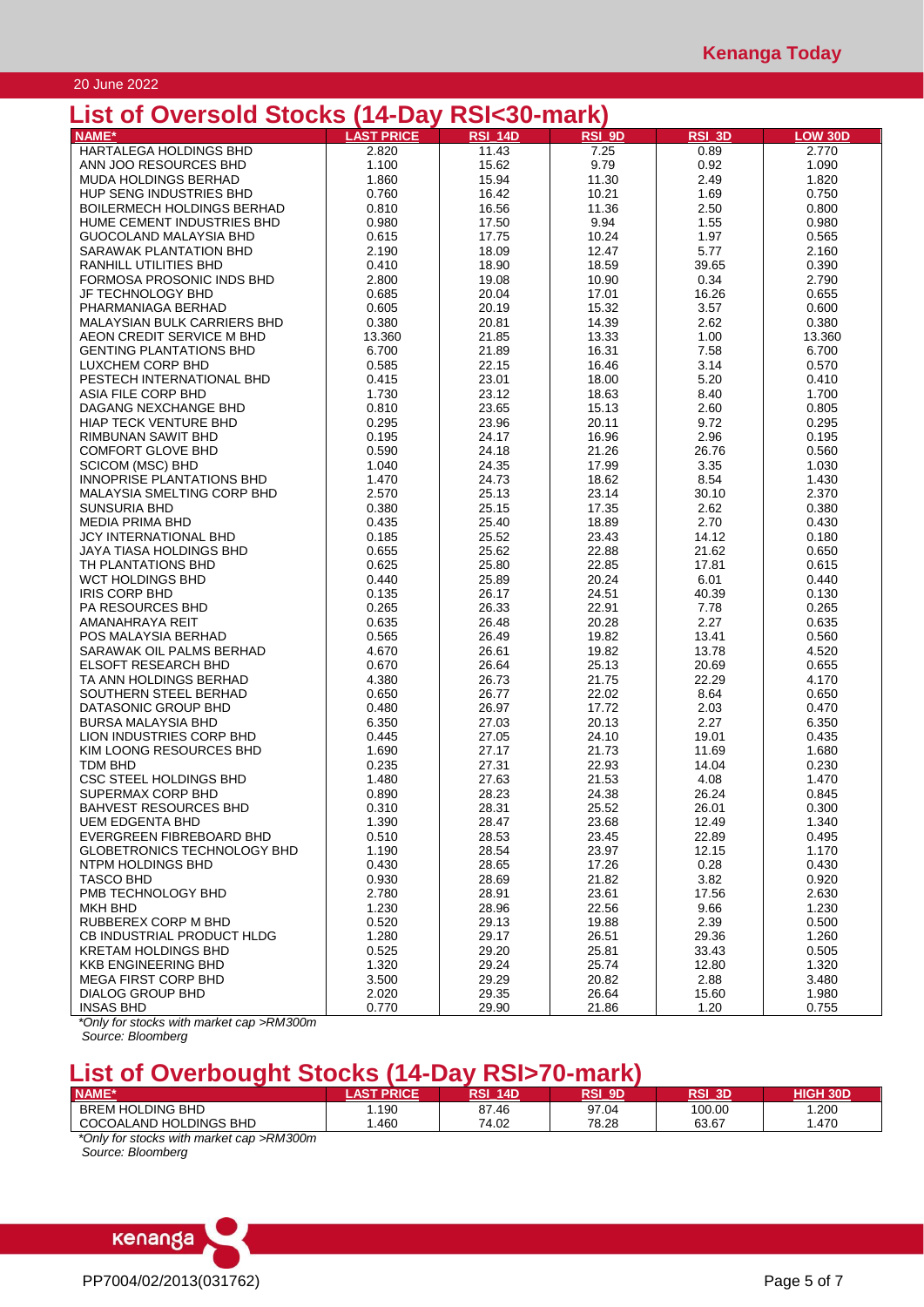## List of Oversold Stocks (14-Day RSI<30-mark)

| NAME* | LAST PRICE | RSI_14D | RSI_9D | RSI_3D | LOW 30D |
|---|---|---|---|---|---|
| HARTALEGA HOLDINGS BHD | 2.820 | 11.43 | 7.25 | 0.89 | 2.770 |
| ANN JOO RESOURCES BHD | 1.100 | 15.62 | 9.79 | 0.92 | 1.090 |
| MUDA HOLDINGS BERHAD | 1.860 | 15.94 | 11.30 | 2.49 | 1.820 |
| HUP SENG INDUSTRIES BHD | 0.760 | 16.42 | 10.21 | 1.69 | 0.750 |
| BOILERMECH HOLDINGS BERHAD | 0.810 | 16.56 | 11.36 | 2.50 | 0.800 |
| HUME CEMENT INDUSTRIES BHD | 0.980 | 17.50 | 9.94 | 1.55 | 0.980 |
| GUOCOLAND MALAYSIA BHD | 0.615 | 17.75 | 10.24 | 1.97 | 0.565 |
| SARAWAK PLANTATION BHD | 2.190 | 18.09 | 12.47 | 5.77 | 2.160 |
| RANHILL UTILITIES BHD | 0.410 | 18.90 | 18.59 | 39.65 | 0.390 |
| FORMOSA PROSONIC INDS BHD | 2.800 | 19.08 | 10.90 | 0.34 | 2.790 |
| JF TECHNOLOGY BHD | 0.685 | 20.04 | 17.01 | 16.26 | 0.655 |
| PHARMANIAGA BERHAD | 0.605 | 20.19 | 15.32 | 3.57 | 0.600 |
| MALAYSIAN BULK CARRIERS BHD | 0.380 | 20.81 | 14.39 | 2.62 | 0.380 |
| AEON CREDIT SERVICE M BHD | 13.360 | 21.85 | 13.33 | 1.00 | 13.360 |
| GENTING PLANTATIONS BHD | 6.700 | 21.89 | 16.31 | 7.58 | 6.700 |
| LUXCHEM CORP BHD | 0.585 | 22.15 | 16.46 | 3.14 | 0.570 |
| PESTECH INTERNATIONAL BHD | 0.415 | 23.01 | 18.00 | 5.20 | 0.410 |
| ASIA FILE CORP BHD | 1.730 | 23.12 | 18.63 | 8.40 | 1.700 |
| DAGANG NEXCHANGE BHD | 0.810 | 23.65 | 15.13 | 2.60 | 0.805 |
| HIAP TECK VENTURE BHD | 0.295 | 23.96 | 20.11 | 9.72 | 0.295 |
| RIMBUNAN SAWIT BHD | 0.195 | 24.17 | 16.96 | 2.96 | 0.195 |
| COMFORT GLOVE BHD | 0.590 | 24.18 | 21.26 | 26.76 | 0.560 |
| SCICOM (MSC) BHD | 1.040 | 24.35 | 17.99 | 3.35 | 1.030 |
| INNOPRISE PLANTATIONS BHD | 1.470 | 24.73 | 18.62 | 8.54 | 1.430 |
| MALAYSIA SMELTING CORP BHD | 2.570 | 25.13 | 23.14 | 30.10 | 2.370 |
| SUNSURIA BHD | 0.380 | 25.15 | 17.35 | 2.62 | 0.380 |
| MEDIA PRIMA BHD | 0.435 | 25.40 | 18.89 | 2.70 | 0.430 |
| JCY INTERNATIONAL BHD | 0.185 | 25.52 | 23.43 | 14.12 | 0.180 |
| JAYA TIASA HOLDINGS BHD | 0.655 | 25.62 | 22.88 | 21.62 | 0.650 |
| TH PLANTATIONS BHD | 0.625 | 25.80 | 22.85 | 17.81 | 0.615 |
| WCT HOLDINGS BHD | 0.440 | 25.89 | 20.24 | 6.01 | 0.440 |
| IRIS CORP BHD | 0.135 | 26.17 | 24.51 | 40.39 | 0.130 |
| PA RESOURCES BHD | 0.265 | 26.33 | 22.91 | 7.78 | 0.265 |
| AMANAHRAYA REIT | 0.635 | 26.48 | 20.28 | 2.27 | 0.635 |
| POS MALAYSIA BERHAD | 0.565 | 26.49 | 19.82 | 13.41 | 0.560 |
| SARAWAK OIL PALMS BERHAD | 4.670 | 26.61 | 19.82 | 13.78 | 4.520 |
| ELSOFT RESEARCH BHD | 0.670 | 26.64 | 25.13 | 20.69 | 0.655 |
| TA ANN HOLDINGS BERHAD | 4.380 | 26.73 | 21.75 | 22.29 | 4.170 |
| SOUTHERN STEEL BERHAD | 0.650 | 26.77 | 22.02 | 8.64 | 0.650 |
| DATASONIC GROUP BHD | 0.480 | 26.97 | 17.72 | 2.03 | 0.470 |
| BURSA MALAYSIA BHD | 6.350 | 27.03 | 20.13 | 2.27 | 6.350 |
| LION INDUSTRIES CORP BHD | 0.445 | 27.05 | 24.10 | 19.01 | 0.435 |
| KIM LOONG RESOURCES BHD | 1.690 | 27.17 | 21.73 | 11.69 | 1.680 |
| TDM BHD | 0.235 | 27.31 | 22.93 | 14.04 | 0.230 |
| CSC STEEL HOLDINGS BHD | 1.480 | 27.63 | 21.53 | 4.08 | 1.470 |
| SUPERMAX CORP BHD | 0.890 | 28.23 | 24.38 | 26.24 | 0.845 |
| BAHVEST RESOURCES BHD | 0.310 | 28.31 | 25.52 | 26.01 | 0.300 |
| UEM EDGENTA BHD | 1.390 | 28.47 | 23.68 | 12.49 | 1.340 |
| EVERGREEN FIBREBOARD BHD | 0.510 | 28.53 | 23.45 | 22.89 | 0.495 |
| GLOBETRONICS TECHNOLOGY BHD | 1.190 | 28.54 | 23.97 | 12.15 | 1.170 |
| NTPM HOLDINGS BHD | 0.430 | 28.65 | 17.26 | 0.28 | 0.430 |
| TASCO BHD | 0.930 | 28.69 | 21.82 | 3.82 | 0.920 |
| PMB TECHNOLOGY BHD | 2.780 | 28.91 | 23.61 | 17.56 | 2.630 |
| MKH BHD | 1.230 | 28.96 | 22.56 | 9.66 | 1.230 |
| RUBBEREX CORP M BHD | 0.520 | 29.13 | 19.88 | 2.39 | 0.500 |
| CB INDUSTRIAL PRODUCT HLDG | 1.280 | 29.17 | 26.51 | 29.36 | 1.260 |
| KRETAM HOLDINGS BHD | 0.525 | 29.20 | 25.81 | 33.43 | 0.505 |
| KKB ENGINEERING BHD | 1.320 | 29.24 | 25.74 | 12.80 | 1.320 |
| MEGA FIRST CORP BHD | 3.500 | 29.29 | 20.82 | 2.88 | 3.480 |
| DIALOG GROUP BHD | 2.020 | 29.35 | 26.64 | 15.60 | 1.980 |
| INSAS BHD | 0.770 | 29.90 | 21.86 | 1.20 | 0.755 |

*Only for stocks with market cap >RM300m*
*Source: Bloomberg*

## List of Overbought Stocks (14-Day RSI>70-mark)

| NAME* | LAST PRICE | RSI_14D | RSI_9D | RSI_3D | HIGH 30D |
|---|---|---|---|---|---|
| BREM HOLDING BHD | 1.190 | 87.46 | 97.04 | 100.00 | 1.200 |
| COCOALAND HOLDINGS BHD | 1.460 | 74.02 | 78.28 | 63.67 | 1.470 |

*Only for stocks with market cap >RM300m*
*Source: Bloomberg*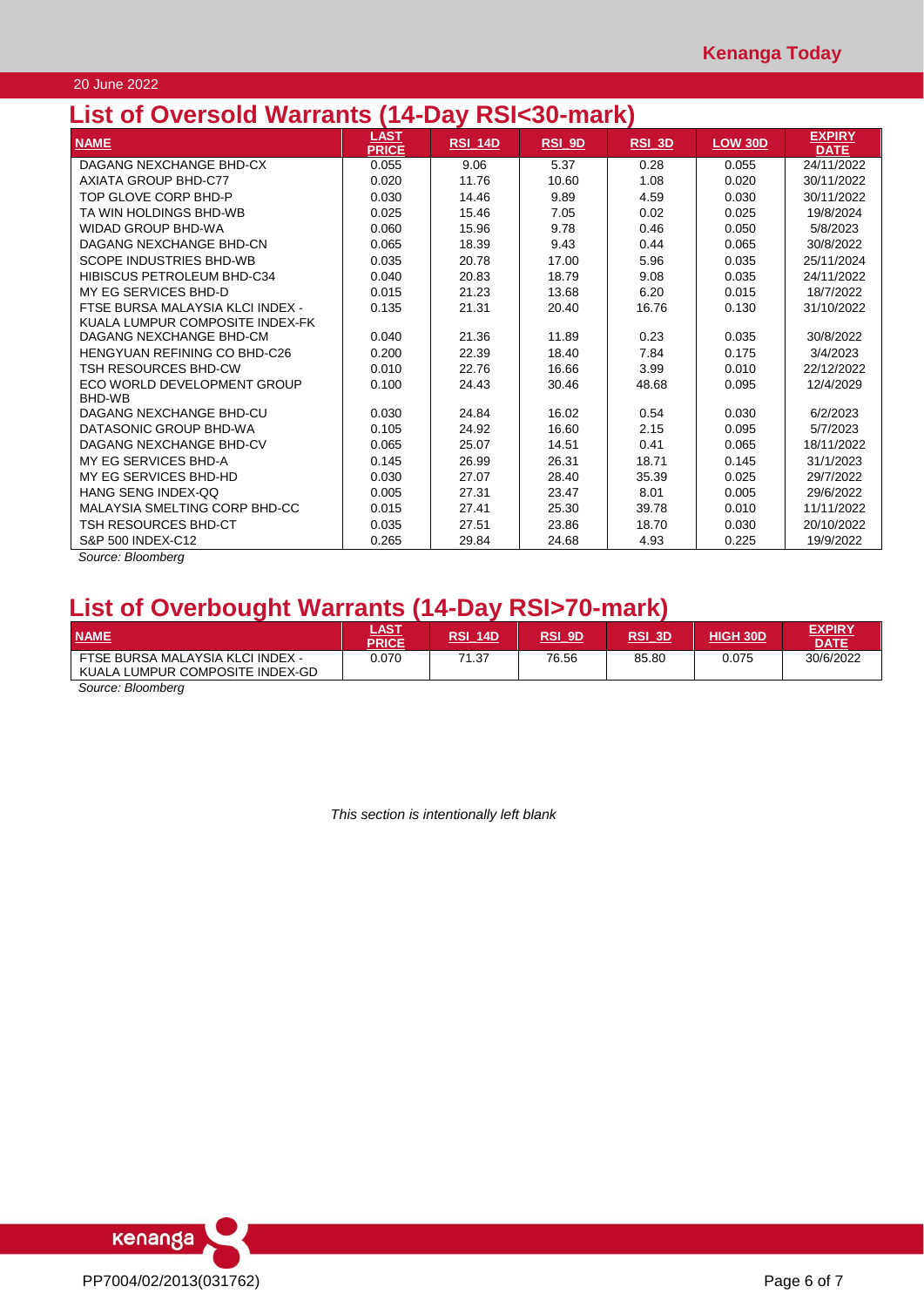## List of Oversold Warrants (14-Day RSI<30-mark)

| NAME | LAST PRICE | RSI_14D | RSI_9D | RSI_3D | LOW 30D | EXPIRY DATE |
|---|---|---|---|---|---|---|
| DAGANG NEXCHANGE BHD-CX | 0.055 | 9.06 | 5.37 | 0.28 | 0.055 | 24/11/2022 |
| AXIATA GROUP BHD-C77 | 0.020 | 11.76 | 10.60 | 1.08 | 0.020 | 30/11/2022 |
| TOP GLOVE CORP BHD-P | 0.030 | 14.46 | 9.89 | 4.59 | 0.030 | 30/11/2022 |
| TA WIN HOLDINGS BHD-WB | 0.025 | 15.46 | 7.05 | 0.02 | 0.025 | 19/8/2024 |
| WIDAD GROUP BHD-WA | 0.060 | 15.96 | 9.78 | 0.46 | 0.050 | 5/8/2023 |
| DAGANG NEXCHANGE BHD-CN | 0.065 | 18.39 | 9.43 | 0.44 | 0.065 | 30/8/2022 |
| SCOPE INDUSTRIES BHD-WB | 0.035 | 20.78 | 17.00 | 5.96 | 0.035 | 25/11/2024 |
| HIBISCUS PETROLEUM BHD-C34 | 0.040 | 20.83 | 18.79 | 9.08 | 0.035 | 24/11/2022 |
| MY EG SERVICES BHD-D | 0.015 | 21.23 | 13.68 | 6.20 | 0.015 | 18/7/2022 |
| FTSE BURSA MALAYSIA KLCI INDEX - KUALA LUMPUR COMPOSITE INDEX-FK | 0.135 | 21.31 | 20.40 | 16.76 | 0.130 | 31/10/2022 |
| DAGANG NEXCHANGE BHD-CM | 0.040 | 21.36 | 11.89 | 0.23 | 0.035 | 30/8/2022 |
| HENGYUAN REFINING CO BHD-C26 | 0.200 | 22.39 | 18.40 | 7.84 | 0.175 | 3/4/2023 |
| TSH RESOURCES BHD-CW | 0.010 | 22.76 | 16.66 | 3.99 | 0.010 | 22/12/2022 |
| ECO WORLD DEVELOPMENT GROUP BHD-WB | 0.100 | 24.43 | 30.46 | 48.68 | 0.095 | 12/4/2029 |
| DAGANG NEXCHANGE BHD-CU | 0.030 | 24.84 | 16.02 | 0.54 | 0.030 | 6/2/2023 |
| DATASONIC GROUP BHD-WA | 0.105 | 24.92 | 16.60 | 2.15 | 0.095 | 5/7/2023 |
| DAGANG NEXCHANGE BHD-CV | 0.065 | 25.07 | 14.51 | 0.41 | 0.065 | 18/11/2022 |
| MY EG SERVICES BHD-A | 0.145 | 26.99 | 26.31 | 18.71 | 0.145 | 31/1/2023 |
| MY EG SERVICES BHD-HD | 0.030 | 27.07 | 28.40 | 35.39 | 0.025 | 29/7/2022 |
| HANG SENG INDEX-QQ | 0.005 | 27.31 | 23.47 | 8.01 | 0.005 | 29/6/2022 |
| MALAYSIA SMELTING CORP BHD-CC | 0.015 | 27.41 | 25.30 | 39.78 | 0.010 | 11/11/2022 |
| TSH RESOURCES BHD-CT | 0.035 | 27.51 | 23.86 | 18.70 | 0.030 | 20/10/2022 |
| S&P 500 INDEX-C12 | 0.265 | 29.84 | 24.68 | 4.93 | 0.225 | 19/9/2022 |

*Source: Bloomberg*

## List of Overbought Warrants (14-Day RSI>70-mark)

| NAME | LAST PRICE | RSI_14D | RSI_9D | RSI_3D | HIGH 30D | EXPIRY DATE |
|---|---|---|---|---|---|---|
| FTSE BURSA MALAYSIA KLCI INDEX - KUALA LUMPUR COMPOSITE INDEX-GD | 0.070 | 71.37 | 76.56 | 85.80 | 0.075 | 30/6/2022 |

*Source: Bloomberg*

*This section is intentionally left blank*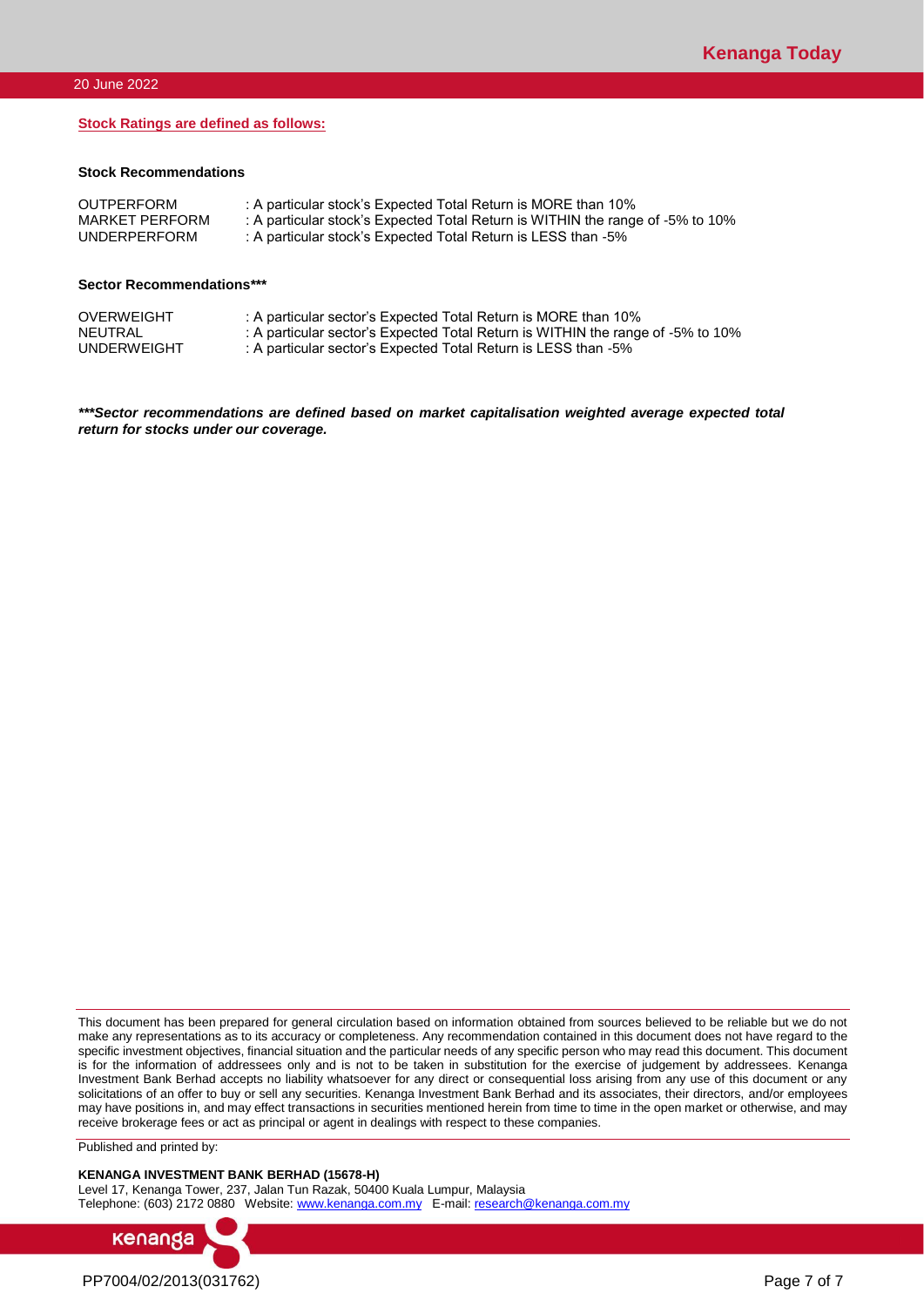**Stock Ratings are defined as follows:**

**Stock Recommendations**

| | |
|---|---|
| OUTPERFORM | : A particular stock's Expected Total Return is MORE than 10% |
| MARKET PERFORM | : A particular stock's Expected Total Return is WITHIN the range of -5% to 10% |
| UNDERPERFORM | : A particular stock's Expected Total Return is LESS than -5% |

**Sector Recommendations*****

| | |
|---|---|
| OVERWEIGHT | : A particular sector's Expected Total Return is MORE than 10% |
| NEUTRAL | : A particular sector's Expected Total Return is WITHIN the range of -5% to 10% |
| UNDERWEIGHT | : A particular sector's Expected Total Return is LESS than -5% |

***\*\*\*Sector recommendations are defined based on market capitalisation weighted average expected total return for stocks under our coverage.***

This document has been prepared for general circulation based on information obtained from sources believed to be reliable but we do not make any representations as to its accuracy or completeness. Any recommendation contained in this document does not have regard to the specific investment objectives, financial situation and the particular needs of any specific person who may read this document. This document is for the information of addressees only and is not to be taken in substitution for the exercise of judgement by addressees. Kenanga Investment Bank Berhad accepts no liability whatsoever for any direct or consequential loss arising from any use of this document or any solicitations of an offer to buy or sell any securities. Kenanga Investment Bank Berhad and its associates, their directors, and/or employees may have positions in, and may effect transactions in securities mentioned herein from time to time in the open market or otherwise, and may receive brokerage fees or act as principal or agent in dealings with respect to these companies.

Published and printed by:

**KENANGA INVESTMENT BANK BERHAD (15678-H)**
Level 17, Kenanga Tower, 237, Jalan Tun Razak, 50400 Kuala Lumpur, Malaysia
Telephone: (603) 2172 0880 Website: www.kenanga.com.my E-mail: research@kenanga.com.my

PP7004/02/2013(031762)